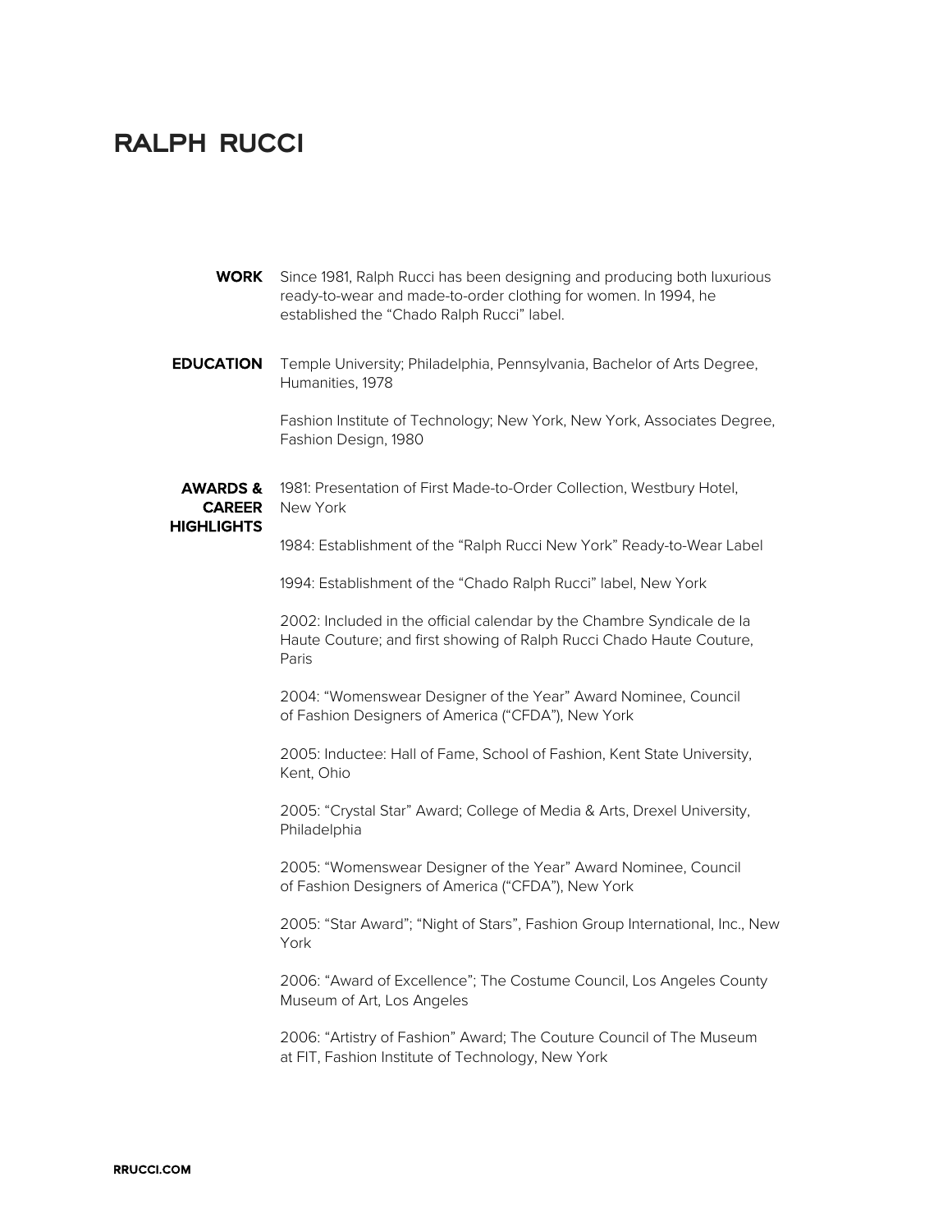# RALPH RUCCI

**WORK**

Since 1981, Ralph Rucci has been designing and producing both luxurious ready-to-wear and made-to-order clothing for women. In 1994, he established the "Chado Ralph Rucci" label.

**EDUCATION**

Temple University; Philadelphia, Pennsylvania, Bachelor of Arts Degree, Humanities, 1978

Fashion Institute of Technology; New York, New York, Associates Degree, Fashion Design, 1980

**AWARDS & CAREER HIGHLIGHTS**

1981: Presentation of First Made-to-Order Collection, Westbury Hotel, New York

1984: Establishment of the "Ralph Rucci New York" Ready-to-Wear Label

1994: Establishment of the "Chado Ralph Rucci" label, New York

2002: Included in the official calendar by the Chambre Syndicale de la Haute Couture; and first showing of Ralph Rucci Chado Haute Couture, Paris

2004: "Womenswear Designer of the Year" Award Nominee, Council of Fashion Designers of America ("CFDA"), New York

2005: Inductee: Hall of Fame, School of Fashion, Kent State University, Kent, Ohio

2005: "Crystal Star" Award; College of Media & Arts, Drexel University, Philadelphia

2005: "Womenswear Designer of the Year" Award Nominee, Council of Fashion Designers of America ("CFDA"), New York

2005: "Star Award"; "Night of Stars", Fashion Group International, Inc., New York

2006: "Award of Excellence"; The Costume Council, Los Angeles County Museum of Art, Los Angeles

2006: "Artistry of Fashion" Award; The Couture Council of The Museum at FIT, Fashion Institute of Technology, New York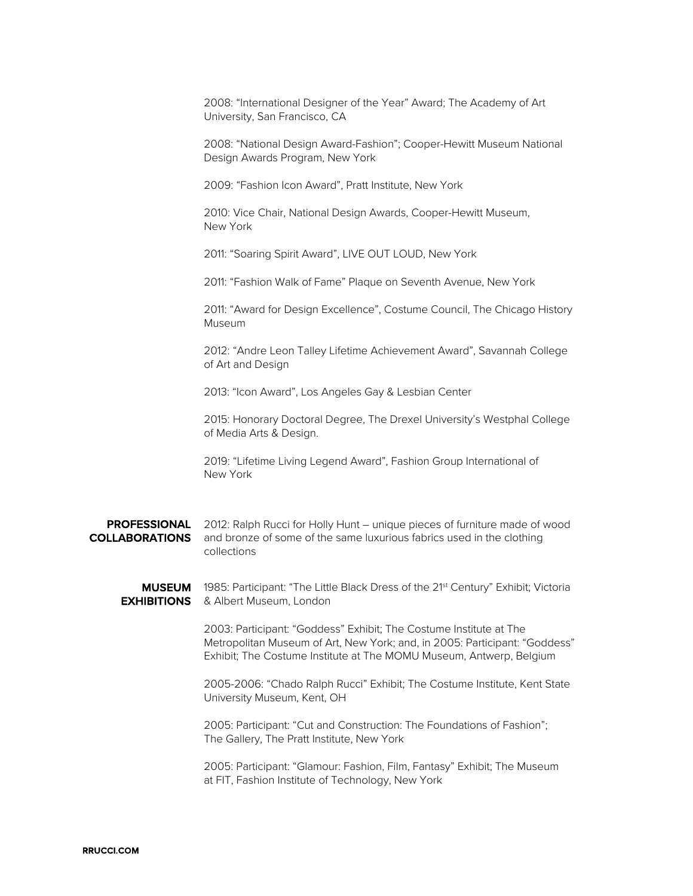2008: “International Designer of the Year” Award; The Academy of Art University, San Francisco, CA

2008: “National Design Award-Fashion”; Cooper-Hewitt Museum National Design Awards Program, New York

2009: “Fashion Icon Award”, Pratt Institute, New York

2010: Vice Chair, National Design Awards, Cooper-Hewitt Museum, New York

2011: “Soaring Spirit Award”, LIVE OUT LOUD, New York

2011: “Fashion Walk of Fame” Plaque on Seventh Avenue, New York

2011: “Award for Design Excellence”, Costume Council, The Chicago History Museum

2012: “Andre Leon Talley Lifetime Achievement Award”, Savannah College of Art and Design

2013: “Icon Award”, Los Angeles Gay & Lesbian Center

2015: Honorary Doctoral Degree, The Drexel University’s Westphal College of Media Arts & Design.

2019: “Lifetime Living Legend Award”, Fashion Group International of New York

## PROFESSIONAL COLLABORATIONS

2012: Ralph Rucci for Holly Hunt – unique pieces of furniture made of wood and bronze of some of the same luxurious fabrics used in the clothing collections

## MUSEUM EXHIBITIONS

1985: Participant: “The Little Black Dress of the 21st Century” Exhibit; Victoria & Albert Museum, London

2003: Participant: “Goddess” Exhibit; The Costume Institute at The Metropolitan Museum of Art, New York; and, in 2005: Participant: “Goddess” Exhibit; The Costume Institute at The MOMU Museum, Antwerp, Belgium

2005-2006: “Chado Ralph Rucci” Exhibit; The Costume Institute, Kent State University Museum, Kent, OH

2005: Participant: “Cut and Construction: The Foundations of Fashion”; The Gallery, The Pratt Institute, New York

2005: Participant: “Glamour: Fashion, Film, Fantasy” Exhibit; The Museum at FIT, Fashion Institute of Technology, New York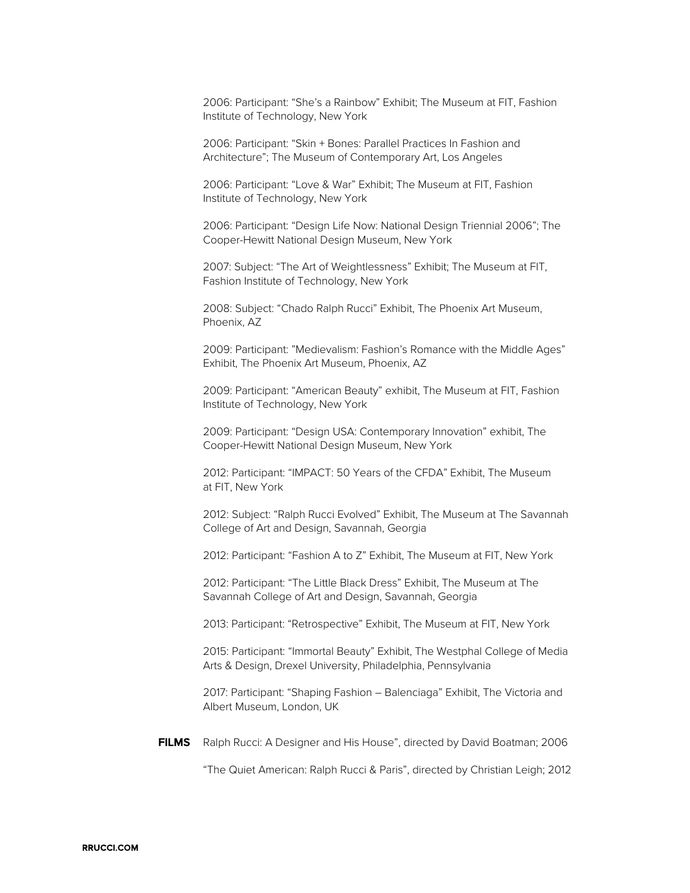2006: Participant: “She’s a Rainbow” Exhibit; The Museum at FIT, Fashion Institute of Technology, New York

2006: Participant: “Skin + Bones: Parallel Practices In Fashion and Architecture”; The Museum of Contemporary Art, Los Angeles

2006: Participant: “Love & War” Exhibit; The Museum at FIT, Fashion Institute of Technology, New York

2006: Participant: “Design Life Now: National Design Triennial 2006”; The Cooper-Hewitt National Design Museum, New York

2007: Subject: “The Art of Weightlessness” Exhibit; The Museum at FIT, Fashion Institute of Technology, New York

2008: Subject: “Chado Ralph Rucci” Exhibit, The Phoenix Art Museum, Phoenix, AZ

2009: Participant: ”Medievalism: Fashion’s Romance with the Middle Ages” Exhibit, The Phoenix Art Museum, Phoenix, AZ

2009: Participant: “American Beauty” exhibit, The Museum at FIT, Fashion Institute of Technology, New York

2009: Participant: “Design USA: Contemporary Innovation” exhibit, The Cooper-Hewitt National Design Museum, New York

2012: Participant: “IMPACT: 50 Years of the CFDA” Exhibit, The Museum at FIT, New York

2012: Subject: “Ralph Rucci Evolved” Exhibit, The Museum at The Savannah College of Art and Design, Savannah, Georgia

2012: Participant: “Fashion A to Z” Exhibit, The Museum at FIT, New York

2012: Participant: “The Little Black Dress” Exhibit, The Museum at The Savannah College of Art and Design, Savannah, Georgia

2013: Participant: “Retrospective” Exhibit, The Museum at FIT, New York

2015: Participant: “Immortal Beauty” Exhibit, The Westphal College of Media Arts & Design, Drexel University, Philadelphia, Pennsylvania

2017: Participant: “Shaping Fashion – Balenciaga” Exhibit, The Victoria and Albert Museum, London, UK

**FILMS**

Ralph Rucci: A Designer and His House”, directed by David Boatman; 2006

“The Quiet American: Ralph Rucci & Paris”, directed by Christian Leigh; 2012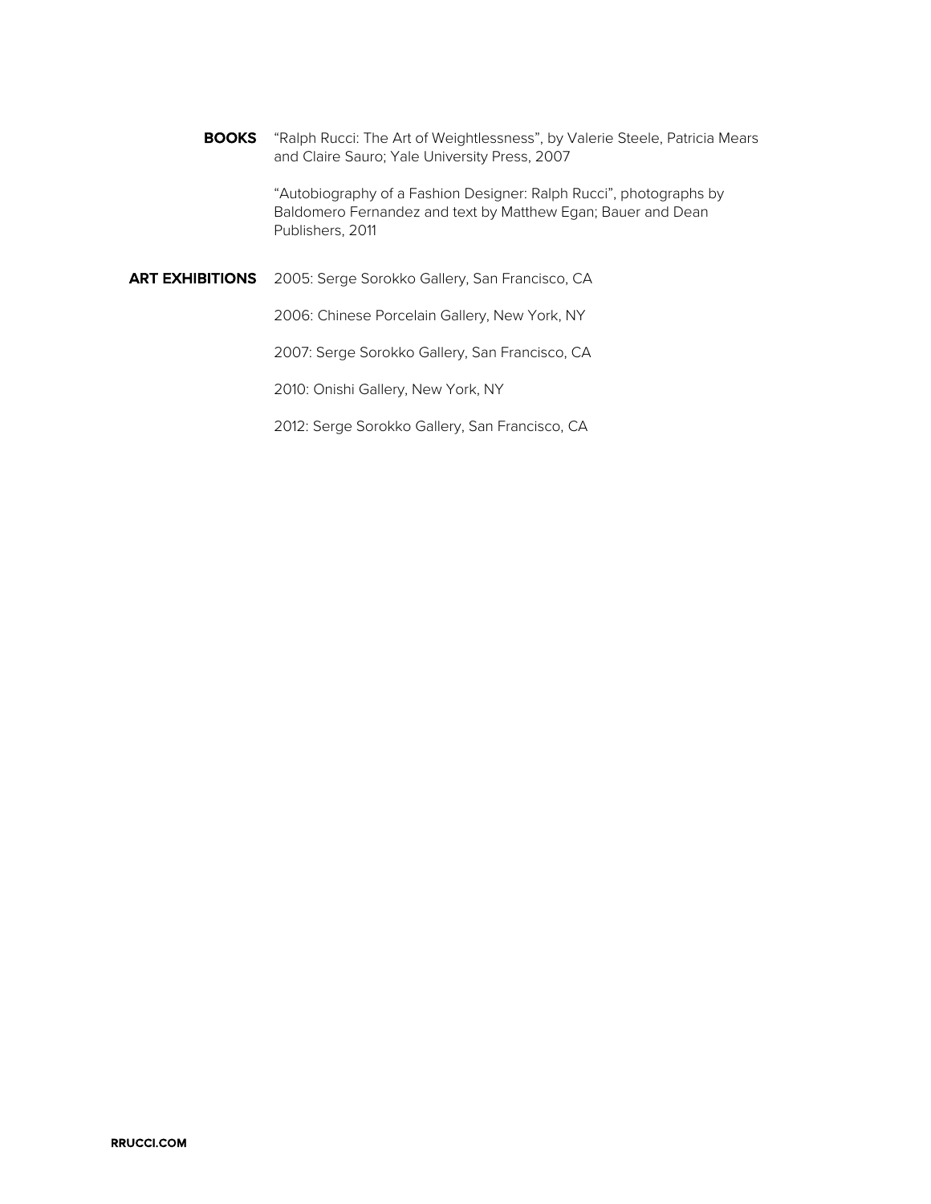**BOOKS**

“Ralph Rucci: The Art of Weightlessness”, by Valerie Steele, Patricia Mears and Claire Sauro; Yale University Press, 2007

“Autobiography of a Fashion Designer: Ralph Rucci”, photographs by Baldomero Fernandez and text by Matthew Egan; Bauer and Dean Publishers, 2011

**ART EXHIBITIONS**

2005: Serge Sorokko Gallery, San Francisco, CA

2006: Chinese Porcelain Gallery, New York, NY

2007: Serge Sorokko Gallery, San Francisco, CA

2010: Onishi Gallery, New York, NY

2012: Serge Sorokko Gallery, San Francisco, CA